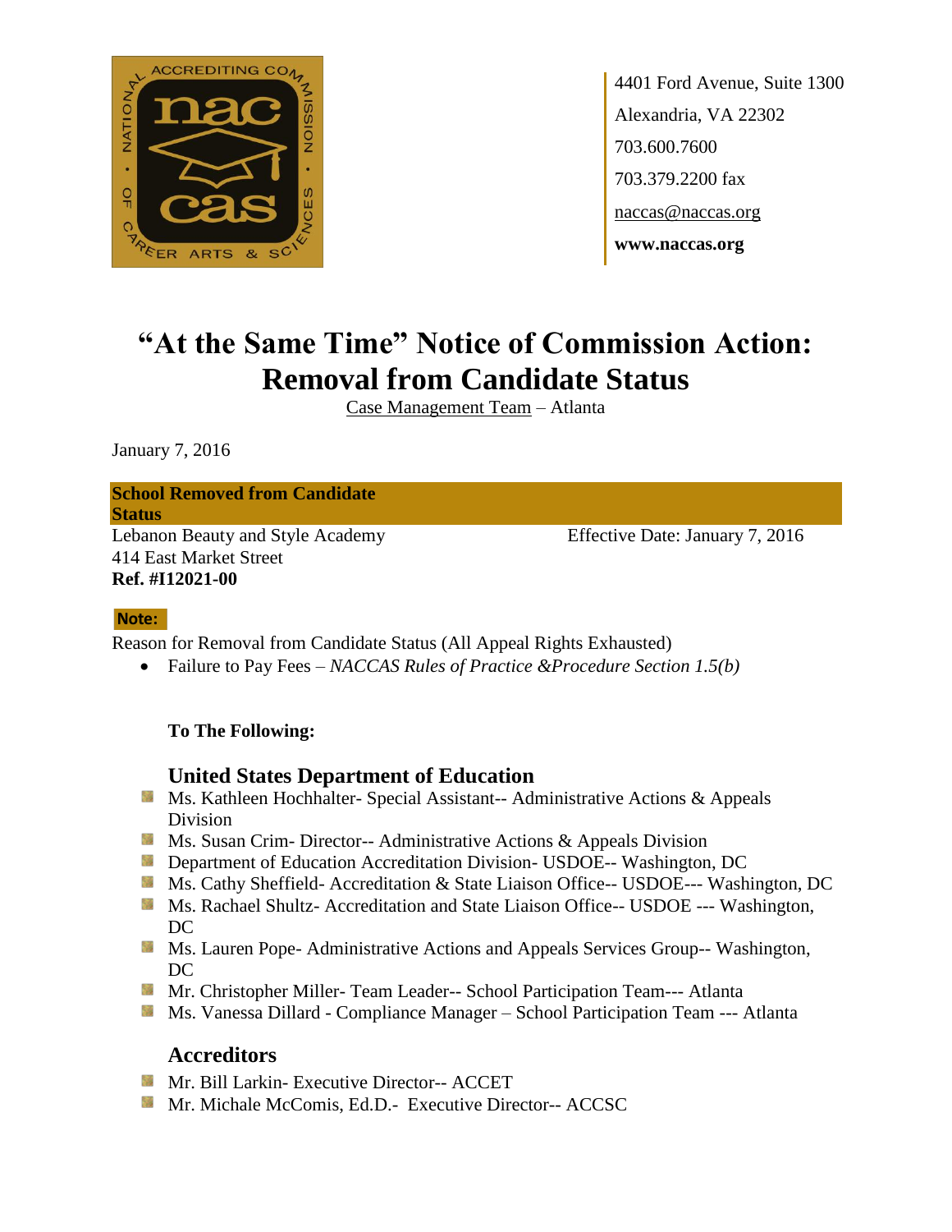4401 Ford Avenue, Suite 1300
Alexandria, VA 22302
703.600.7600
703.379.2200 fax
naccas@naccas.org
**www.naccas.org**

# "At the Same Time" Notice of Commission Action: Removal from Candidate Status

Case Management Team – Atlanta

January 7, 2016

**School Removed from Candidate Status**

Lebanon Beauty and Style Academy
414 East Market Street
**Ref. #I12021-00**

Effective Date: January 7, 2016

**Note:**

Reason for Removal from Candidate Status (All Appeal Rights Exhausted)

- Failure to Pay Fees – *NACCAS Rules of Practice &Procedure Section 1.5(b)*

**To The Following:**

## United States Department of Education

- Ms. Kathleen Hochhalter- Special Assistant-- Administrative Actions & Appeals Division
- Ms. Susan Crim- Director-- Administrative Actions & Appeals Division
- Department of Education Accreditation Division- USDOE-- Washington, DC
- Ms. Cathy Sheffield- Accreditation & State Liaison Office-- USDOE--- Washington, DC
- Ms. Rachael Shultz- Accreditation and State Liaison Office-- USDOE --- Washington, DC
- Ms. Lauren Pope- Administrative Actions and Appeals Services Group-- Washington, DC
- Mr. Christopher Miller- Team Leader-- School Participation Team--- Atlanta
- Ms. Vanessa Dillard - Compliance Manager – School Participation Team --- Atlanta

## Accreditors

- Mr. Bill Larkin- Executive Director-- ACCET
- Mr. Michale McComis, Ed.D.- Executive Director-- ACCSC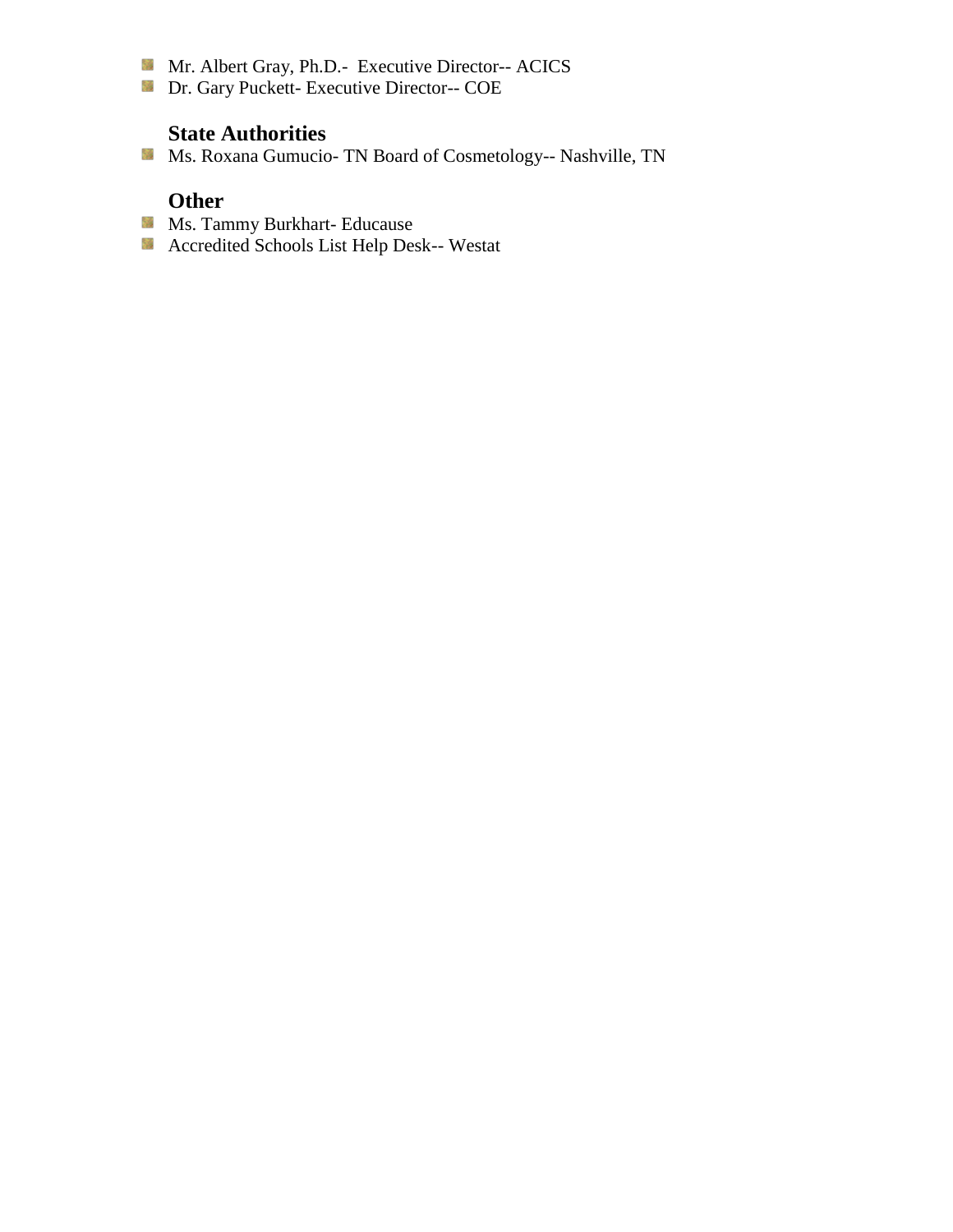- Mr. Albert Gray, Ph.D.-  Executive Director-- ACICS
- Dr. Gary Puckett- Executive Director-- COE

### State Authorities

- Ms. Roxana Gumucio- TN Board of Cosmetology-- Nashville, TN

### Other

- Ms. Tammy Burkhart- Educause
- Accredited Schools List Help Desk-- Westat